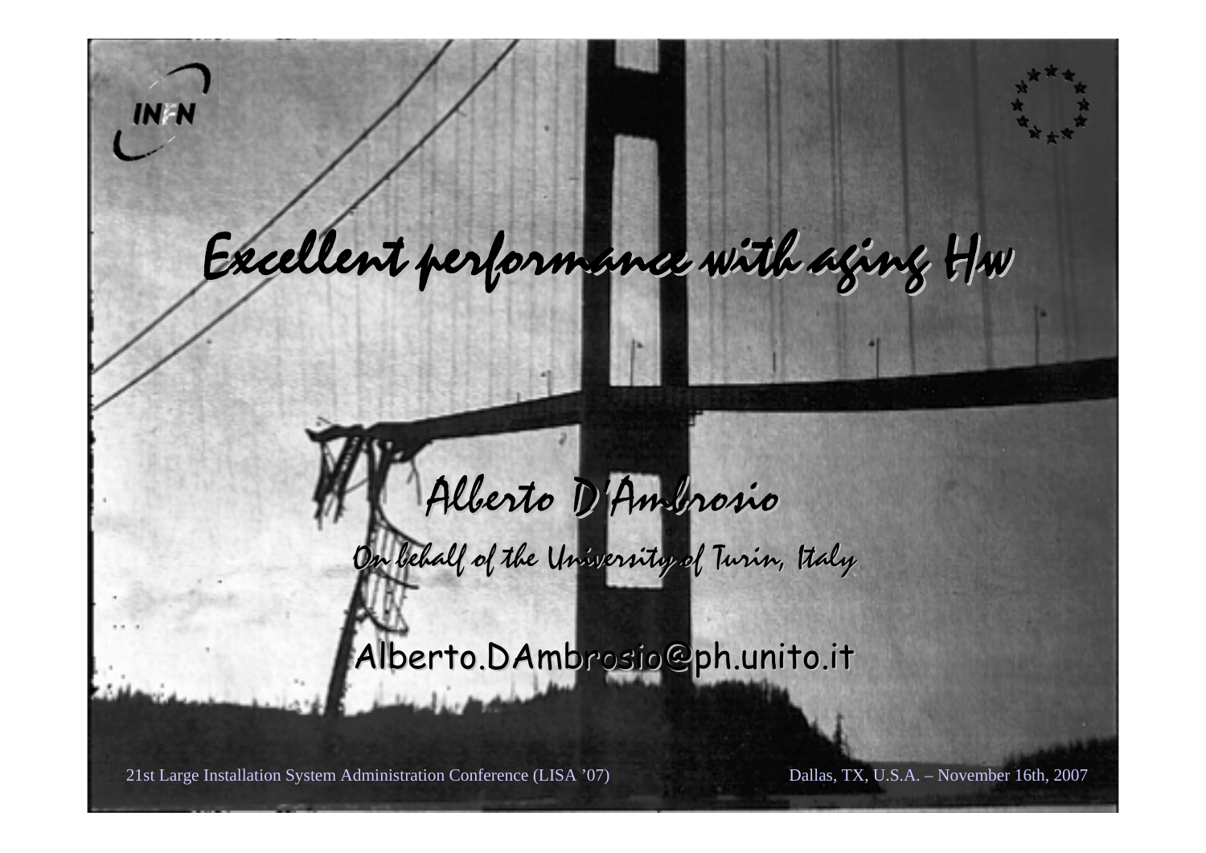# Excellent performance with aging Hw

## Alberto D'Ambrosio

*On behalf of the University of Turin, Italy*

Alberto.DAmbrosio@ph.unito.it

21st Large Installation System Administration Conference (LISA '07)

Dallas, TX, U.S.A. – November 16th, 2007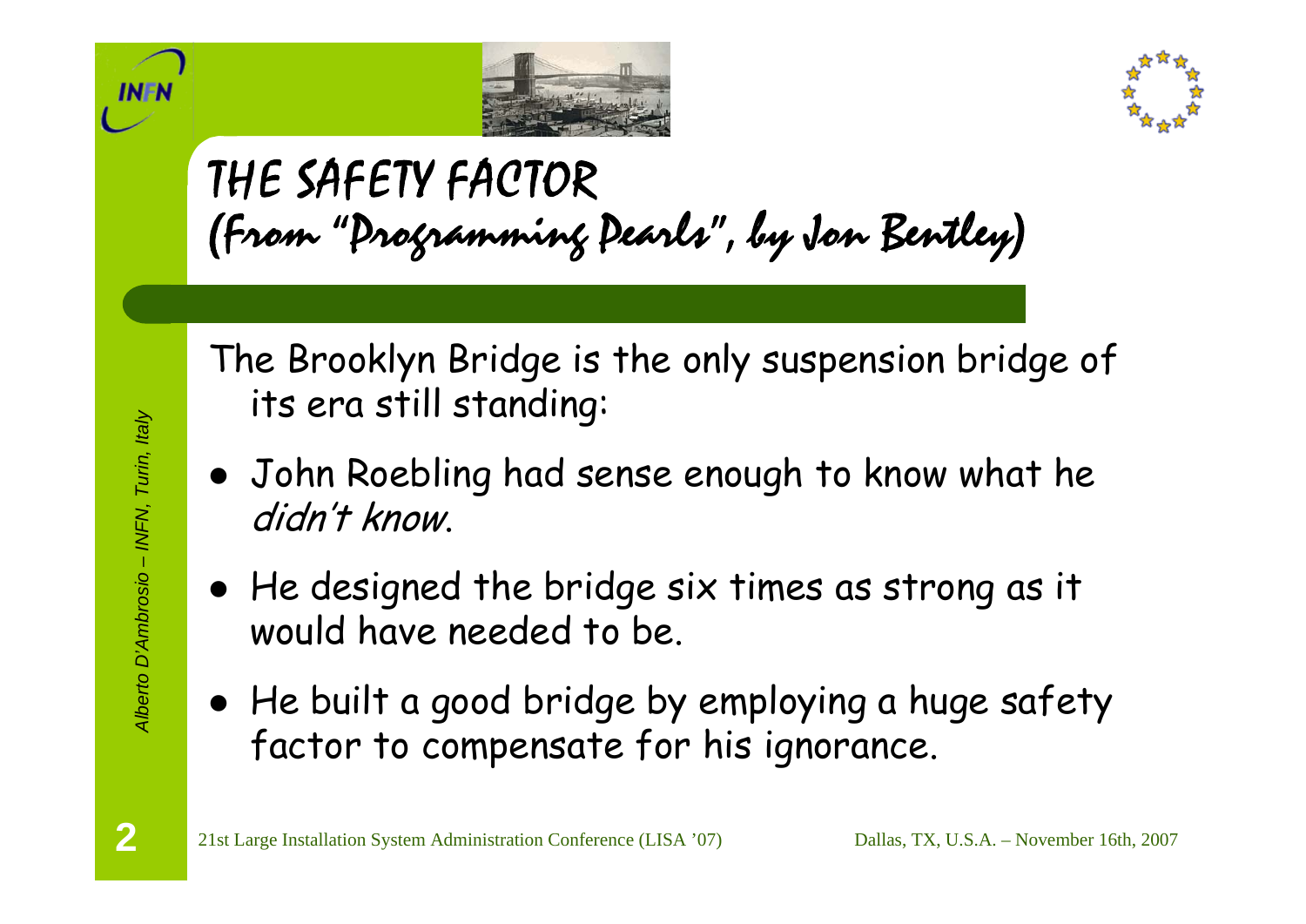# THE SAFETY FACTOR
## (From "Programming Pearls", by Jon Bentley)

The Brooklyn Bridge is the only suspension bridge of its era still standing:

- John Roebling had sense enough to know what he *didn't know*.
- He designed the bridge six times as strong as it would have needed to be.
- He built a good bridge by employing a huge safety factor to compensate for his ignorance.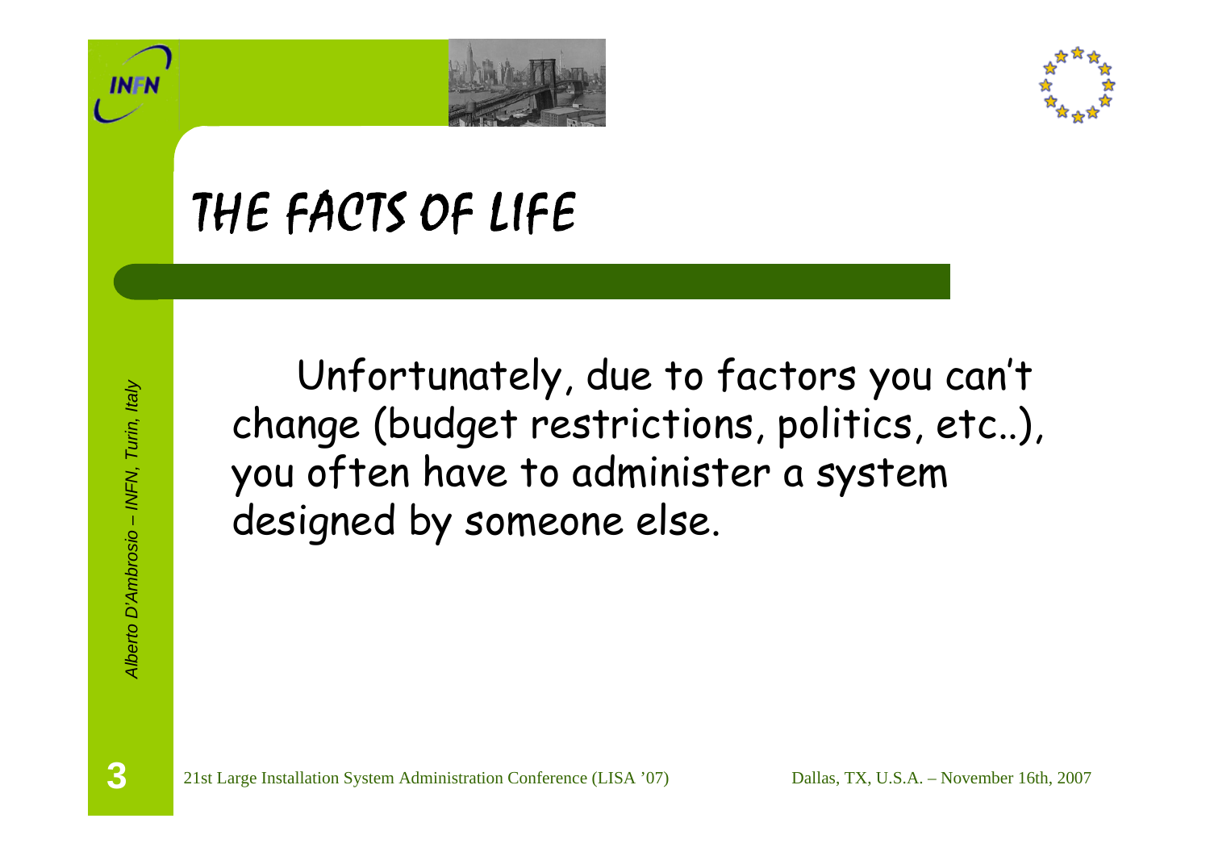# THE FACTS OF LIFE

Unfortunately, due to factors you can't change (budget restrictions, politics, etc..), you often have to administer a system designed by someone else.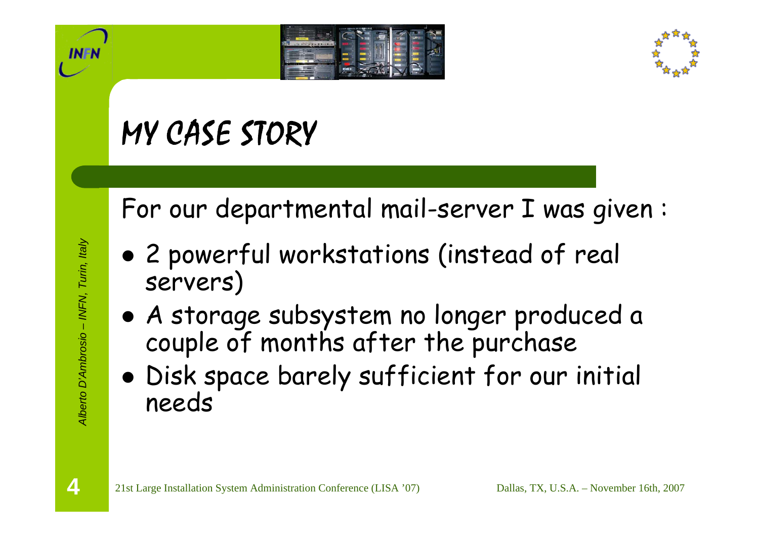# MY CASE STORY

For our departmental mail-server I was given :

- 2 powerful workstations (instead of real servers)
- A storage subsystem no longer produced a couple of months after the purchase
- Disk space barely sufficient for our initial needs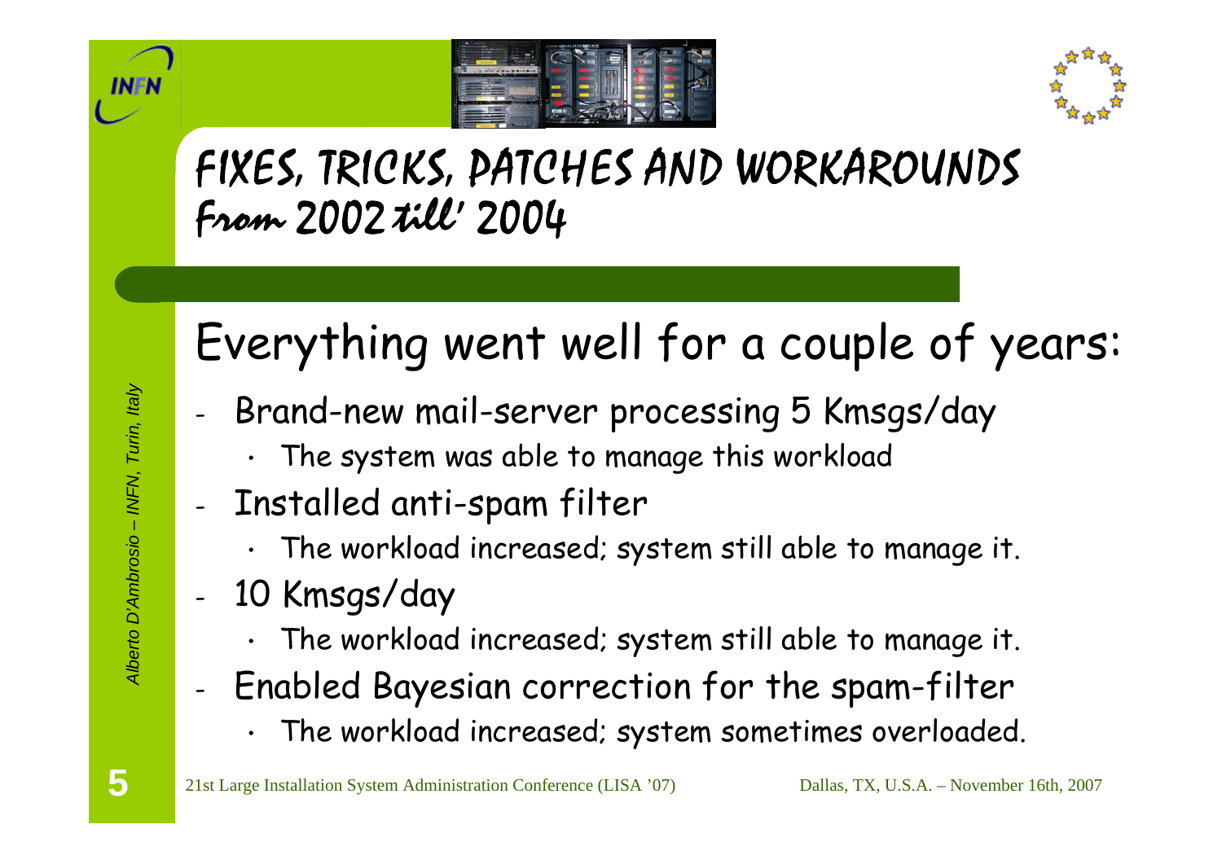# FIXES, TRICKS, PATCHES AND WORKAROUNDS

## From 2002 till' 2004

### Everything went well for a couple of years:

- Brand-new mail-server processing 5 Kmsgs/day
  - The system was able to manage this workload
- Installed anti-spam filter
  - The workload increased; system still able to manage it.
- 10 Kmsgs/day
  - The workload increased; system still able to manage it.
- Enabled Bayesian correction for the spam-filter
  - The workload increased; system sometimes overloaded.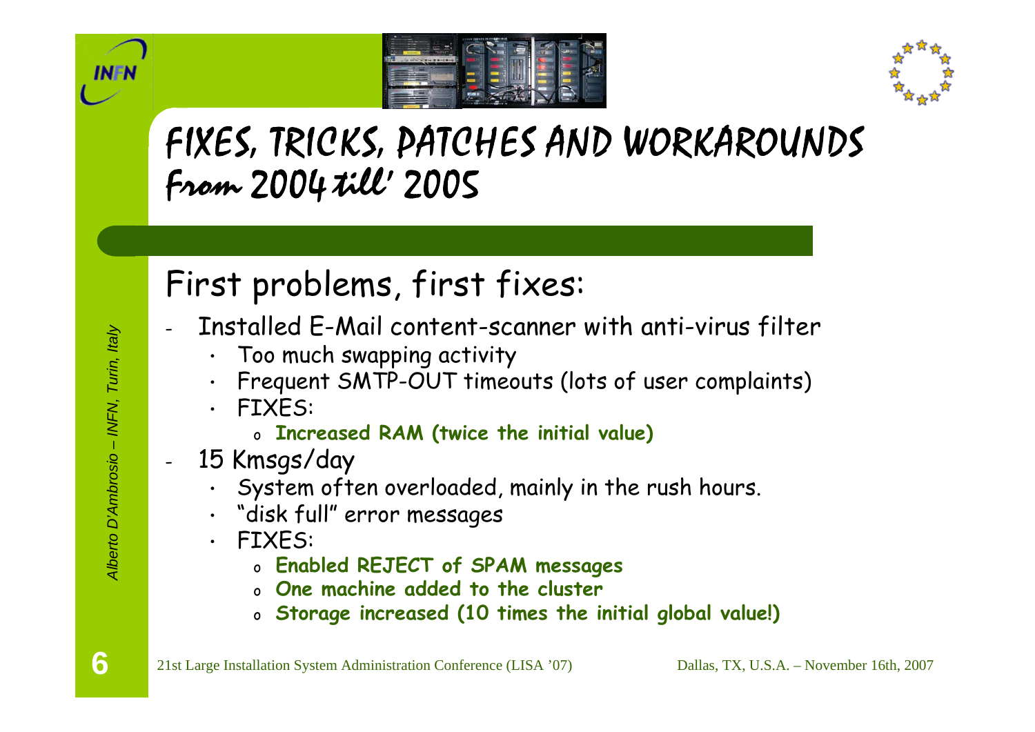# FIXES, TRICKS, PATCHES AND WORKAROUNDS From 2004 till' 2005

## First problems, first fixes:

- Installed E-Mail content-scanner with anti-virus filter
  - Too much swapping activity
  - Frequent SMTP-OUT timeouts (lots of user complaints)
  - FIXES:
    - **Increased RAM (twice the initial value)**
- 15 Kmsgs/day
  - System often overloaded, mainly in the rush hours.
  - "disk full" error messages
  - FIXES:
    - **Enabled REJECT of SPAM messages**
    - **One machine added to the cluster**
    - **Storage increased (10 times the initial global value!)**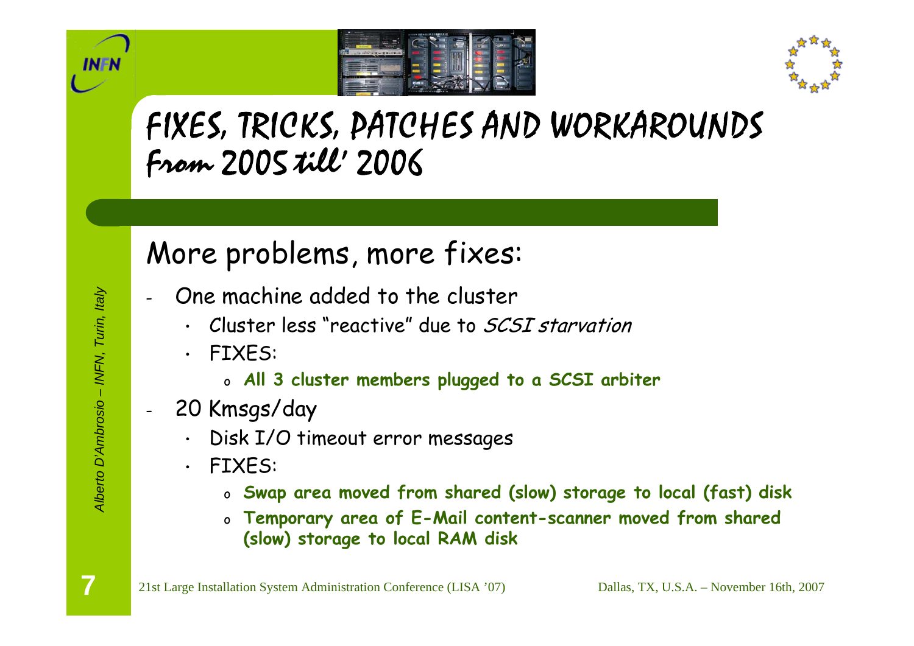# FIXES, TRICKS, PATCHES AND WORKAROUNDS From 2005 till' 2006

## More problems, more fixes:

- One machine added to the cluster
  - Cluster less "reactive" due to *SCSI starvation*
  - FIXES:
    - **All 3 cluster members plugged to a SCSI arbiter**
- 20 Kmsgs/day
  - Disk I/O timeout error messages
  - FIXES:
    - **Swap area moved from shared (slow) storage to local (fast) disk**
    - **Temporary area of E-Mail content-scanner moved from shared (slow) storage to local RAM disk**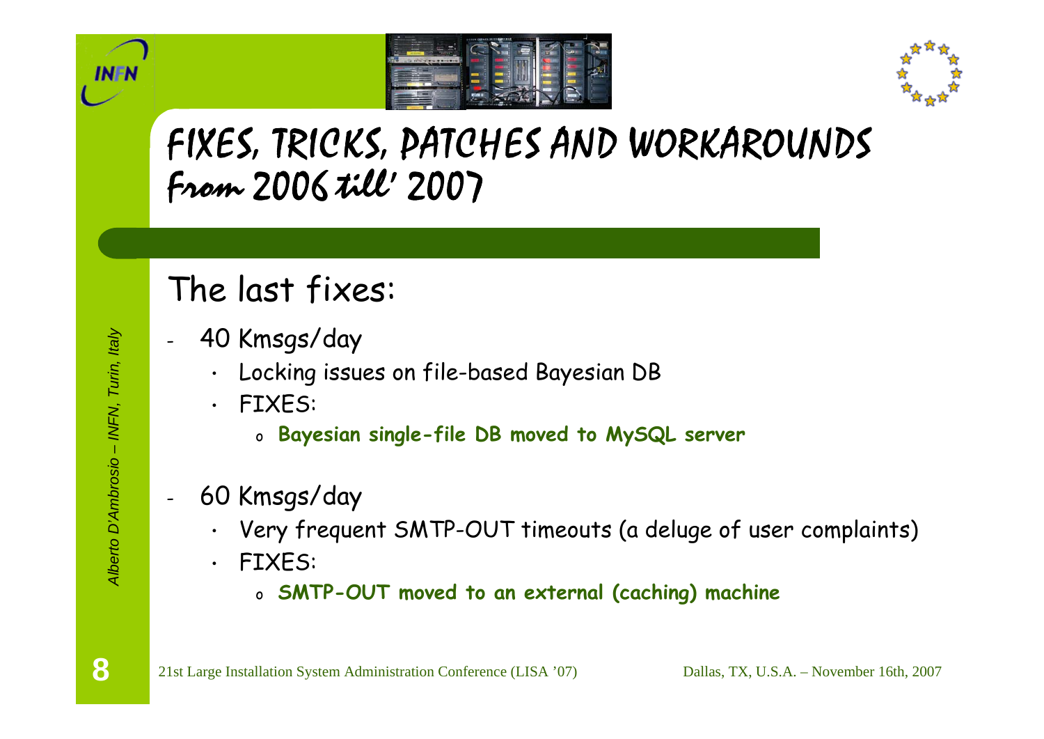# FIXES, TRICKS, PATCHES AND WORKAROUNDS From 2006 till' 2007

## The last fixes:

- 40 Kmsgs/day
  - Locking issues on file-based Bayesian DB
  - FIXES:
    - **Bayesian single-file DB moved to MySQL server**
- 60 Kmsgs/day
  - Very frequent SMTP-OUT timeouts (a deluge of user complaints)
  - FIXES:
    - **SMTP-OUT moved to an external (caching) machine**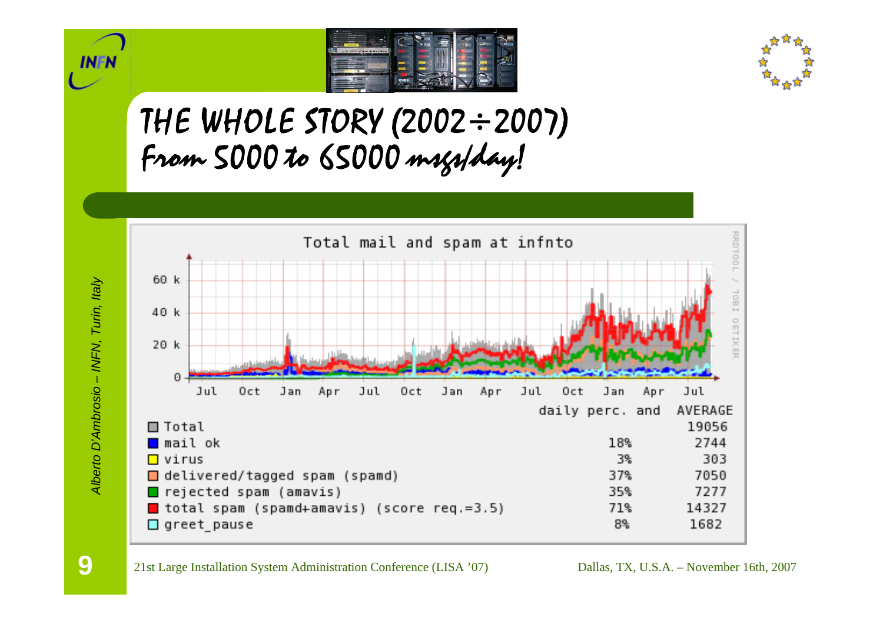# THE WHOLE STORY (2002÷2007)

## From 5000 to 65000 msgs/day!

Total mail and spam at infnto

| | daily perc. and | AVERAGE |
|---|---|---|
| Total | | 19056 |
| mail ok | 18% | 2744 |
| virus | 3% | 303 |
| delivered/tagged spam (spamd) | 37% | 7050 |
| rejected spam (amavis) | 35% | 7277 |
| total spam (spamd+amavis) (score req.=3.5) | 71% | 14327 |
| greet_pause | 8% | 1682 |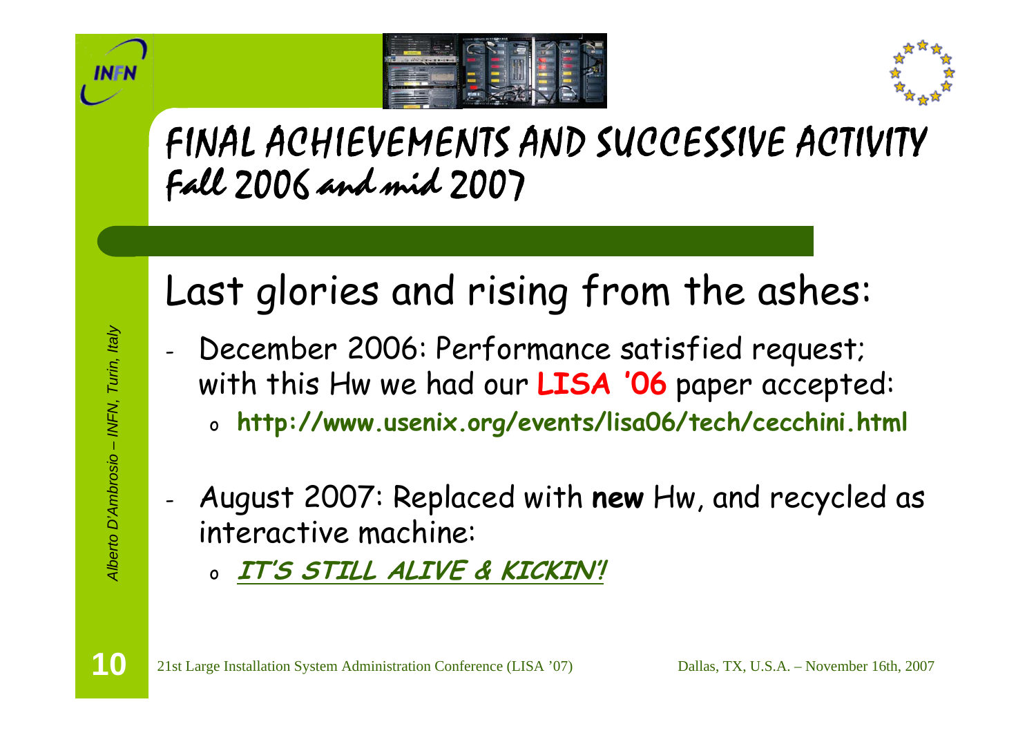# FINAL ACHIEVEMENTS AND SUCCESSIVE ACTIVITY
## Fall 2006 and mid 2007

Last glories and rising from the ashes:

- December 2006: Performance satisfied request; with this Hw we had our **LISA '06** paper accepted:
  - **http://www.usenix.org/events/lisa06/tech/cecchini.html**
- August 2007: Replaced with **new** Hw, and recycled as interactive machine:
  - ***IT'S STILL ALIVE & KICKIN'!***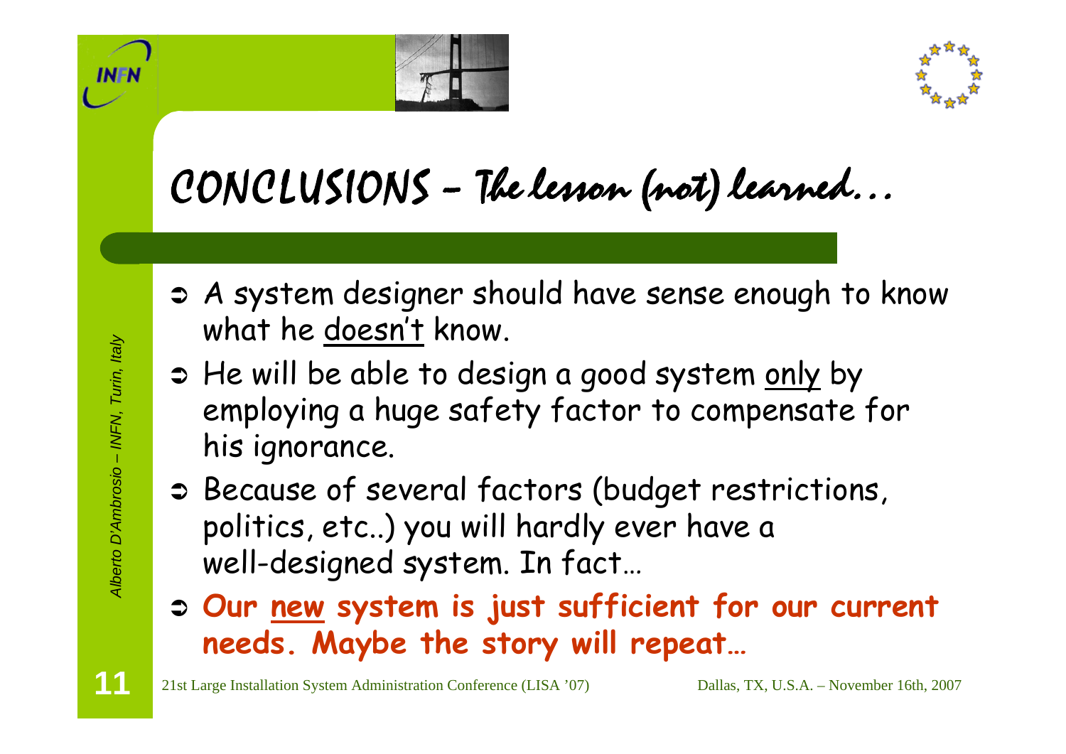# CONCLUSIONS – The lesson (not) learned…

- A system designer should have sense enough to know what he doesn't know.
- He will be able to design a good system only by employing a huge safety factor to compensate for his ignorance.
- Because of several factors (budget restrictions, politics, etc..) you will hardly ever have a well-designed system. In fact…
- **Our new system is just sufficient for our current needs. Maybe the story will repeat…**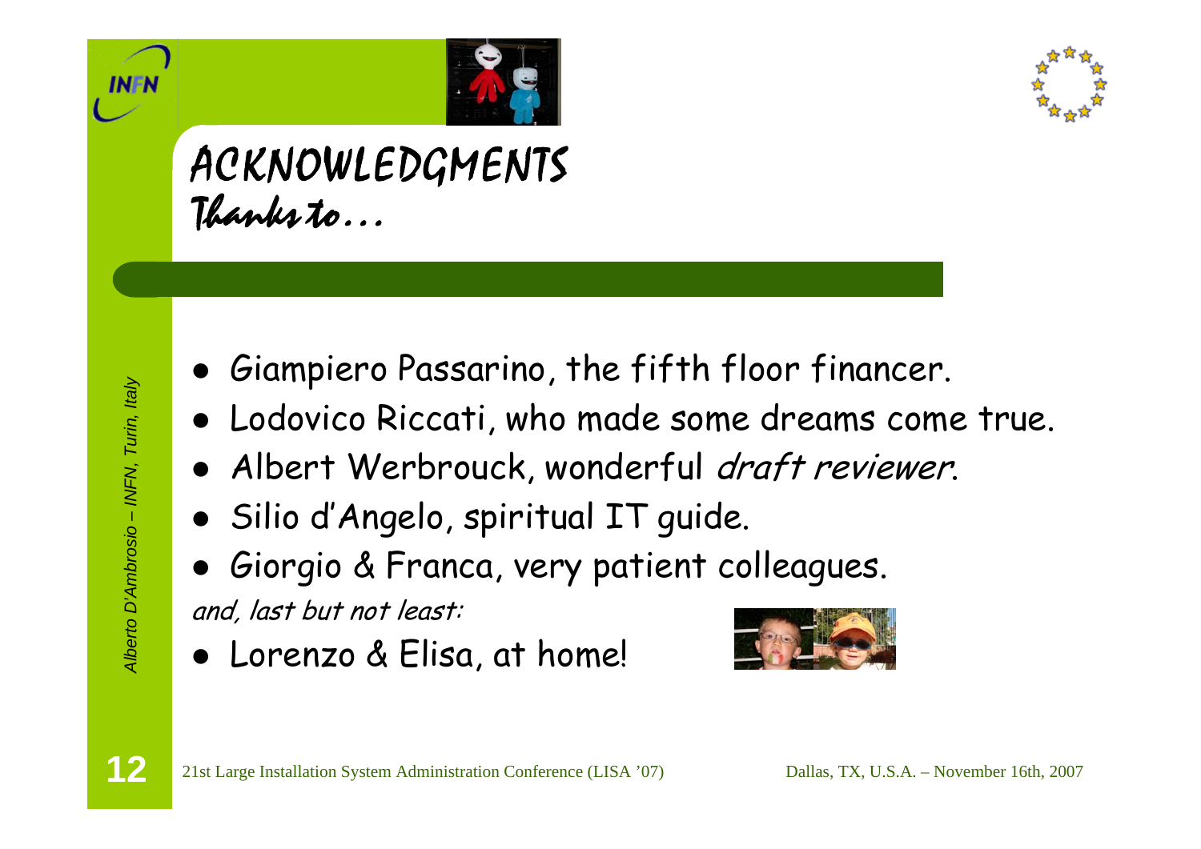# ACKNOWLEDGMENTS

## Thanks to…

- Giampiero Passarino, the fifth floor financer.
- Lodovico Riccati, who made some dreams come true.
- Albert Werbrouck, wonderful *draft reviewer*.
- Silio d'Angelo, spiritual IT guide.
- Giorgio & Franca, very patient colleagues.

*and, last but not least:*

- Lorenzo & Elisa, at home!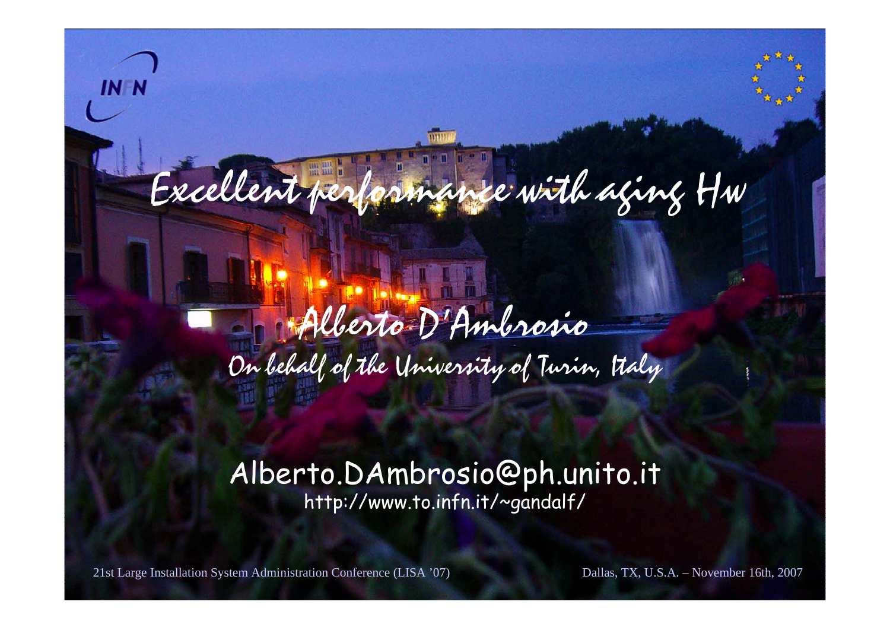# Excellent performance with aging Hw

## Alberto D'Ambrosio

On behalf of the University of Turin, Italy

Alberto.DAmbrosio@ph.unito.it

http://www.to.infn.it/~gandalf/

21st Large Installation System Administration Conference (LISA '07)

Dallas, TX, U.S.A. – November 16th, 2007